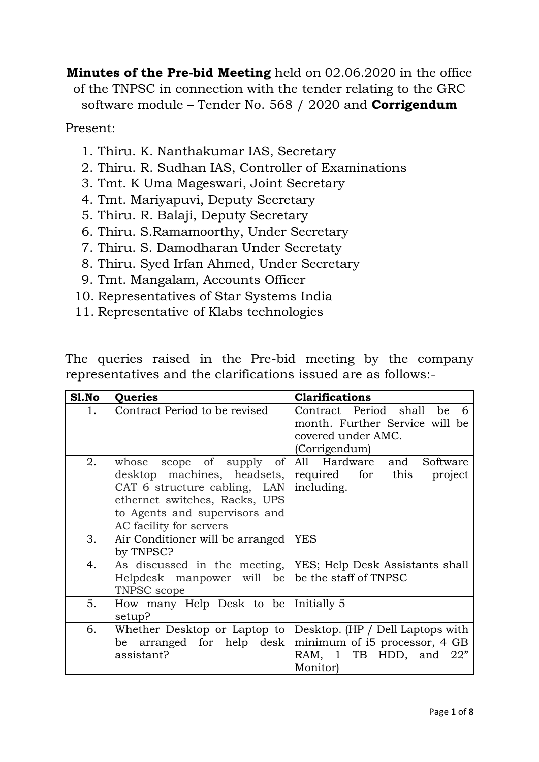**Minutes of the Pre-bid Meeting** held on 02.06.2020 in the office of the TNPSC in connection with the tender relating to the GRC software module – Tender No. 568 / 2020 and **Corrigendum**

Present:

1. Thiru. K. Nanthakumar IAS, Secretary
2. Thiru. R. Sudhan IAS, Controller of Examinations
3. Tmt. K Uma Mageswari, Joint Secretary
4. Tmt. Mariyapuvi, Deputy Secretary
5. Thiru. R. Balaji, Deputy Secretary
6. Thiru. S.Ramamoorthy, Under Secretary
7. Thiru. S. Damodharan Under Secretaty
8. Thiru. Syed Irfan Ahmed, Under Secretary
9. Tmt. Mangalam, Accounts Officer
10. Representatives of Star Systems India
11. Representative of Klabs technologies

The queries raised in the Pre-bid meeting by the company representatives and the clarifications issued are as follows:-

| Sl.No | Queries | Clarifications |
|---|---|---|
| 1. | Contract Period to be revised | Contract Period shall be 6 month. Further Service will be covered under AMC. (Corrigendum) |
| 2. | whose scope of supply of desktop machines, headsets, CAT 6 structure cabling, LAN ethernet switches, Racks, UPS to Agents and supervisors and AC facility for servers | All Hardware and Software required for this project including. |
| 3. | Air Conditioner will be arranged by TNPSC? | YES |
| 4. | As discussed in the meeting, Helpdesk manpower will be TNPSC scope | YES; Help Desk Assistants shall be the staff of TNPSC |
| 5. | How many Help Desk to be setup? | Initially 5 |
| 6. | Whether Desktop or Laptop to be arranged for help desk assistant? | Desktop. (HP / Dell Laptops with minimum of i5 processor, 4 GB RAM, 1 TB HDD, and 22" Monitor) |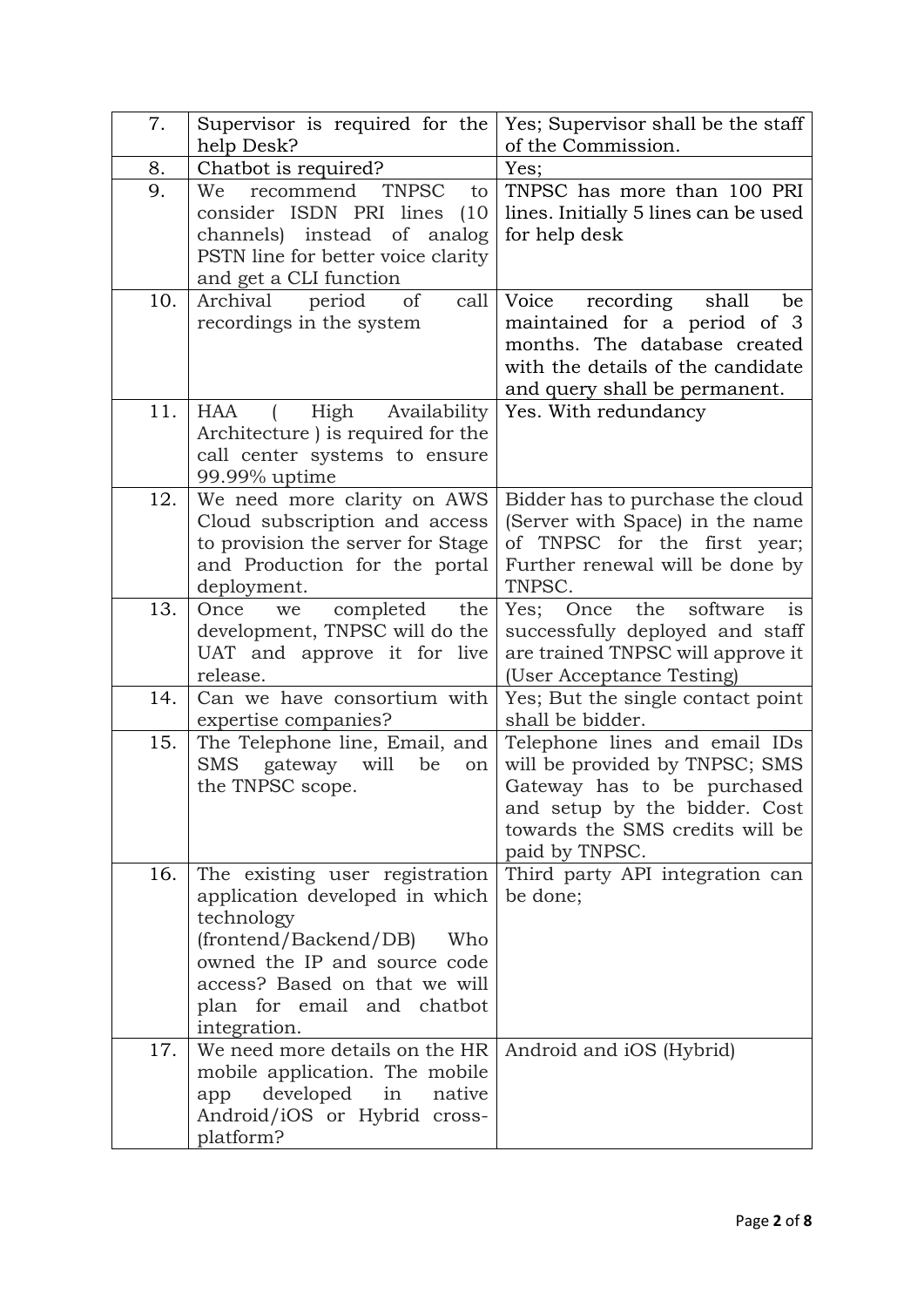| 7. | Supervisor is required for the help Desk? | Yes; Supervisor shall be the staff of the Commission. |
|---|---|---|
| 8. | Chatbot is required? | Yes; |
| 9. | We recommend TNPSC to consider ISDN PRI lines (10 channels) instead of analog PSTN line for better voice clarity and get a CLI function | TNPSC has more than 100 PRI lines. Initially 5 lines can be used for help desk |
| 10. | Archival period of call recordings in the system | Voice recording shall be maintained for a period of 3 months. The database created with the details of the candidate and query shall be permanent. |
| 11. | HAA ( High Availability Architecture ) is required for the call center systems to ensure 99.99% uptime | Yes. With redundancy |
| 12. | We need more clarity on AWS Cloud subscription and access to provision the server for Stage and Production for the portal deployment. | Bidder has to purchase the cloud (Server with Space) in the name of TNPSC for the first year; Further renewal will be done by TNPSC. |
| 13. | Once we completed the development, TNPSC will do the UAT and approve it for live release. | Yes; Once the software is successfully deployed and staff are trained TNPSC will approve it (User Acceptance Testing) |
| 14. | Can we have consortium with expertise companies? | Yes; But the single contact point shall be bidder. |
| 15. | The Telephone line, Email, and SMS gateway will be on the TNPSC scope. | Telephone lines and email IDs will be provided by TNPSC; SMS Gateway has to be purchased and setup by the bidder. Cost towards the SMS credits will be paid by TNPSC. |
| 16. | The existing user registration application developed in which technology (frontend/Backend/DB) Who owned the IP and source code access? Based on that we will plan for email and chatbot integration. | Third party API integration can be done; |
| 17. | We need more details on the HR mobile application. The mobile app developed in native Android/iOS or Hybrid cross-platform? | Android and iOS (Hybrid) |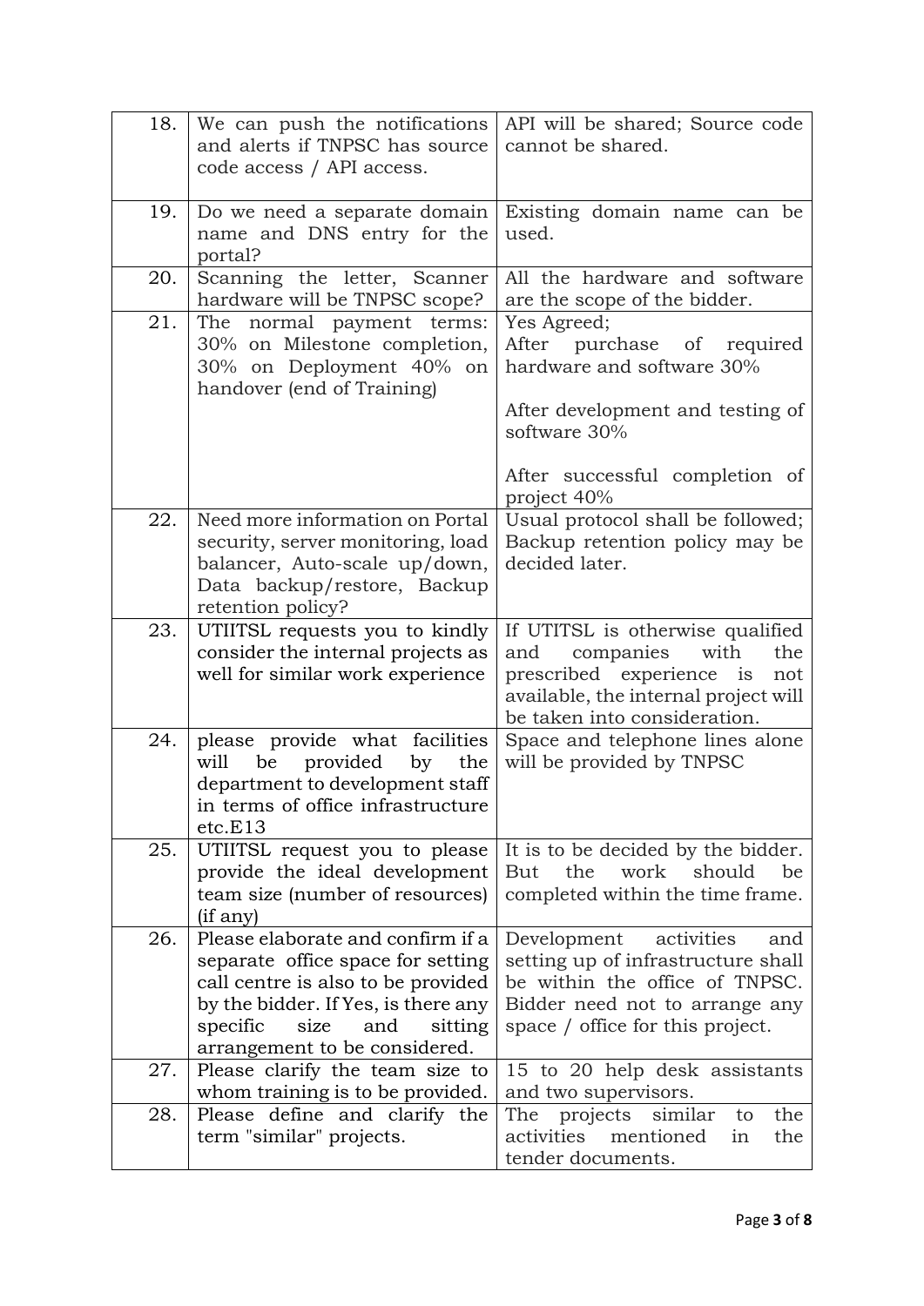| | | |
|---|---|---|
| 18. | We can push the notifications and alerts if TNPSC has source code access / API access. | API will be shared; Source code cannot be shared. |
| 19. | Do we need a separate domain name and DNS entry for the portal? | Existing domain name can be used. |
| 20. | Scanning the letter, Scanner hardware will be TNPSC scope? | All the hardware and software are the scope of the bidder. |
| 21. | The normal payment terms: 30% on Milestone completion, 30% on Deployment 40% on handover (end of Training) | Yes Agreed;<br>After purchase of required hardware and software 30%<br><br>After development and testing of software 30%<br><br>After successful completion of project 40% |
| 22. | Need more information on Portal security, server monitoring, load balancer, Auto-scale up/down, Data backup/restore, Backup retention policy? | Usual protocol shall be followed; Backup retention policy may be decided later. |
| 23. | UTIITSL requests you to kindly consider the internal projects as well for similar work experience | If UTITSL is otherwise qualified and companies with the prescribed experience is not available, the internal project will be taken into consideration. |
| 24. | please provide what facilities will be provided by the department to development staff in terms of office infrastructure etc.E13 | Space and telephone lines alone will be provided by TNPSC |
| 25. | UTIITSL request you to please provide the ideal development team size (number of resources) (if any) | It is to be decided by the bidder. But the work should be completed within the time frame. |
| 26. | Please elaborate and confirm if a separate office space for setting call centre is also to be provided by the bidder. If Yes, is there any specific size and sitting arrangement to be considered. | Development activities and setting up of infrastructure shall be within the office of TNPSC. Bidder need not to arrange any space / office for this project. |
| 27. | Please clarify the team size to whom training is to be provided. | 15 to 20 help desk assistants and two supervisors. |
| 28. | Please define and clarify the term "similar" projects. | The projects similar to the activities mentioned in the tender documents. |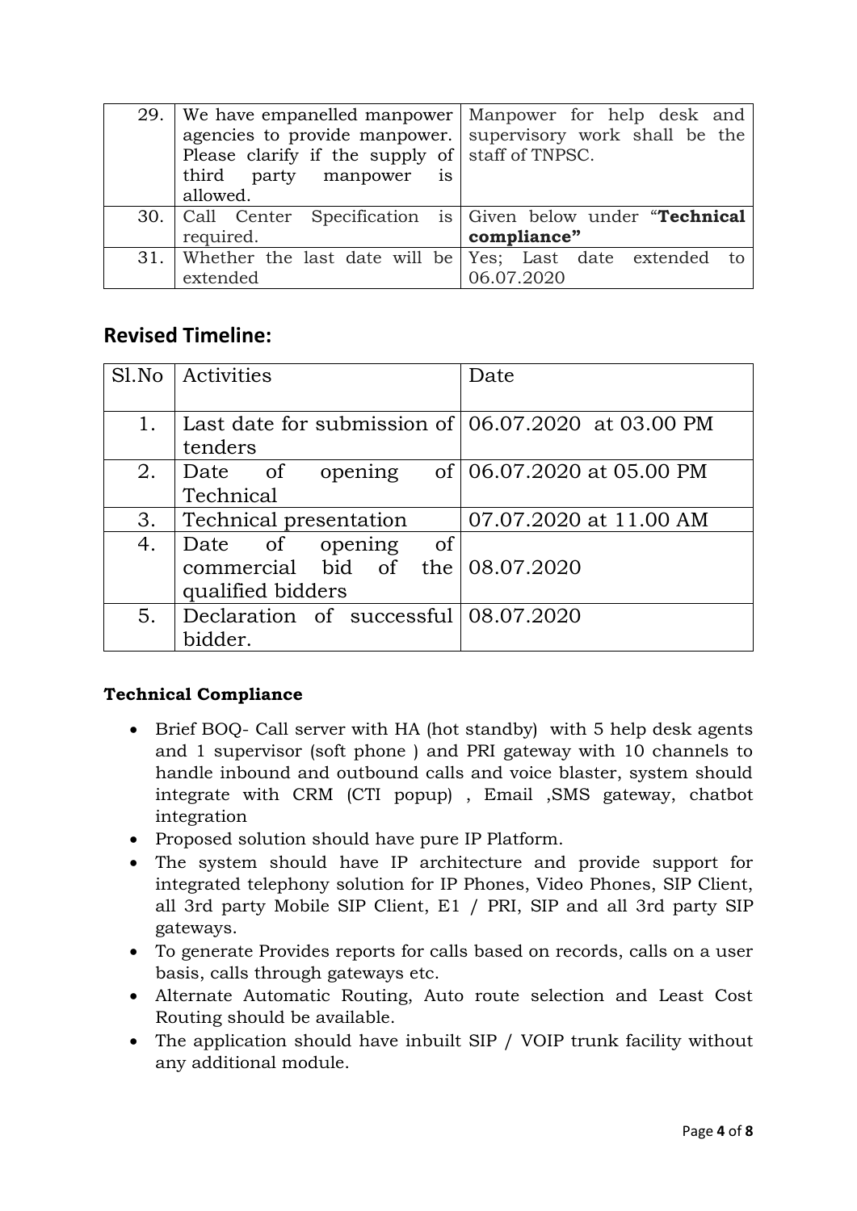| | | |
|---|---|---|
| 29. | We have empanelled manpower agencies to provide manpower. Please clarify if the supply of third party manpower is allowed. | Manpower for help desk and supervisory work shall be the staff of TNPSC. |
| 30. | Call Center Specification is required. | Given below under "**Technical compliance"** |
| 31. | Whether the last date will be extended | Yes; Last date extended to 06.07.2020 |

## Revised Timeline:

| Sl.No | Activities | Date |
|---|---|---|
| 1. | Last date for submission of tenders | 06.07.2020 at 03.00 PM |
| 2. | Date of opening of Technical | 06.07.2020 at 05.00 PM |
| 3. | Technical presentation | 07.07.2020 at 11.00 AM |
| 4. | Date of opening of commercial bid of the qualified bidders | 08.07.2020 |
| 5. | Declaration of successful bidder. | 08.07.2020 |

**Technical Compliance**

- Brief BOQ- Call server with HA (hot standby) with 5 help desk agents and 1 supervisor (soft phone ) and PRI gateway with 10 channels to handle inbound and outbound calls and voice blaster, system should integrate with CRM (CTI popup) , Email ,SMS gateway, chatbot integration
- Proposed solution should have pure IP Platform.
- The system should have IP architecture and provide support for integrated telephony solution for IP Phones, Video Phones, SIP Client, all 3rd party Mobile SIP Client, E1 / PRI, SIP and all 3rd party SIP gateways.
- To generate Provides reports for calls based on records, calls on a user basis, calls through gateways etc.
- Alternate Automatic Routing, Auto route selection and Least Cost Routing should be available.
- The application should have inbuilt SIP / VOIP trunk facility without any additional module.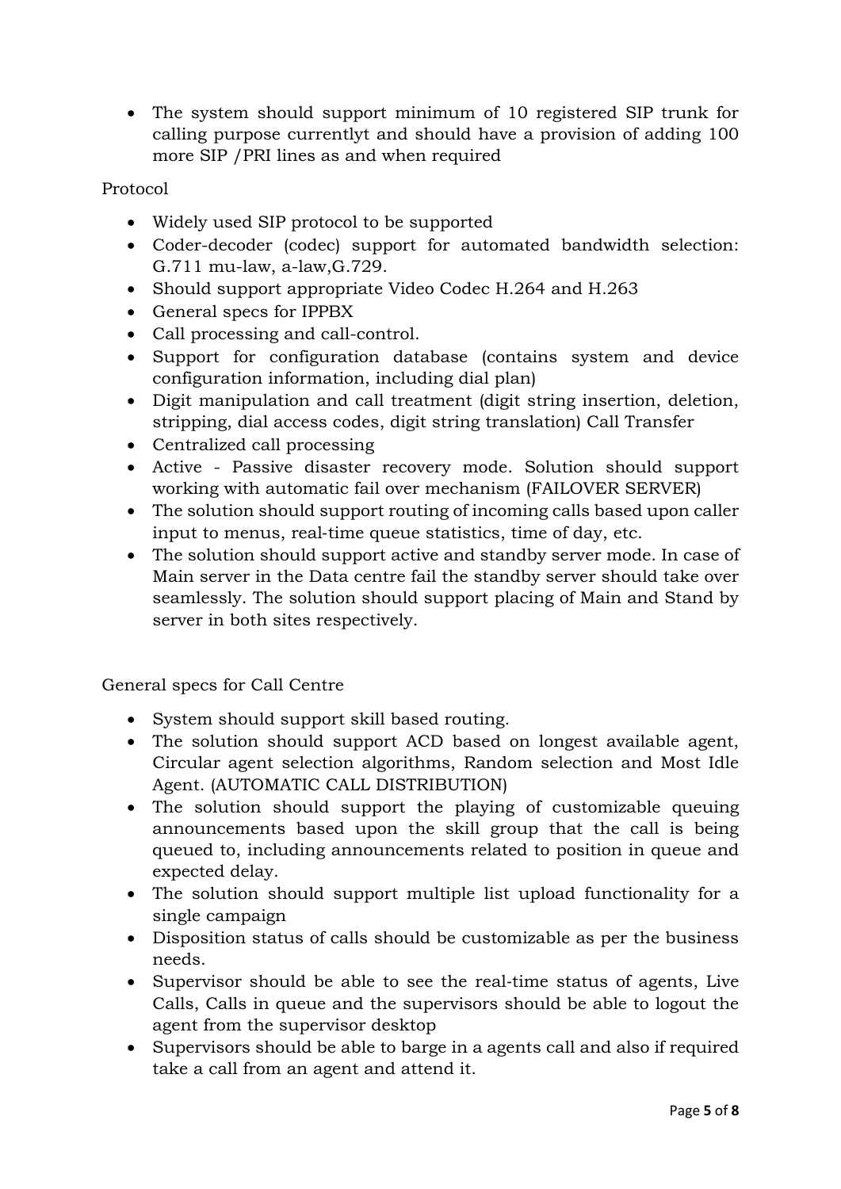- The system should support minimum of 10 registered SIP trunk for calling purpose currentlyt and should have a provision of adding 100 more SIP /PRI lines as and when required

Protocol

- Widely used SIP protocol to be supported
- Coder-decoder (codec) support for automated bandwidth selection: G.711 mu-law, a-law,G.729.
- Should support appropriate Video Codec H.264 and H.263
- General specs for IPPBX
- Call processing and call-control.
- Support for configuration database (contains system and device configuration information, including dial plan)
- Digit manipulation and call treatment (digit string insertion, deletion, stripping, dial access codes, digit string translation) Call Transfer
- Centralized call processing
- Active - Passive disaster recovery mode. Solution should support working with automatic fail over mechanism (FAILOVER SERVER)
- The solution should support routing of incoming calls based upon caller input to menus, real-time queue statistics, time of day, etc.
- The solution should support active and standby server mode. In case of Main server in the Data centre fail the standby server should take over seamlessly. The solution should support placing of Main and Stand by server in both sites respectively.

General specs for Call Centre

- System should support skill based routing.
- The solution should support ACD based on longest available agent, Circular agent selection algorithms, Random selection and Most Idle Agent. (AUTOMATIC CALL DISTRIBUTION)
- The solution should support the playing of customizable queuing announcements based upon the skill group that the call is being queued to, including announcements related to position in queue and expected delay.
- The solution should support multiple list upload functionality for a single campaign
- Disposition status of calls should be customizable as per the business needs.
- Supervisor should be able to see the real-time status of agents, Live Calls, Calls in queue and the supervisors should be able to logout the agent from the supervisor desktop
- Supervisors should be able to barge in a agents call and also if required take a call from an agent and attend it.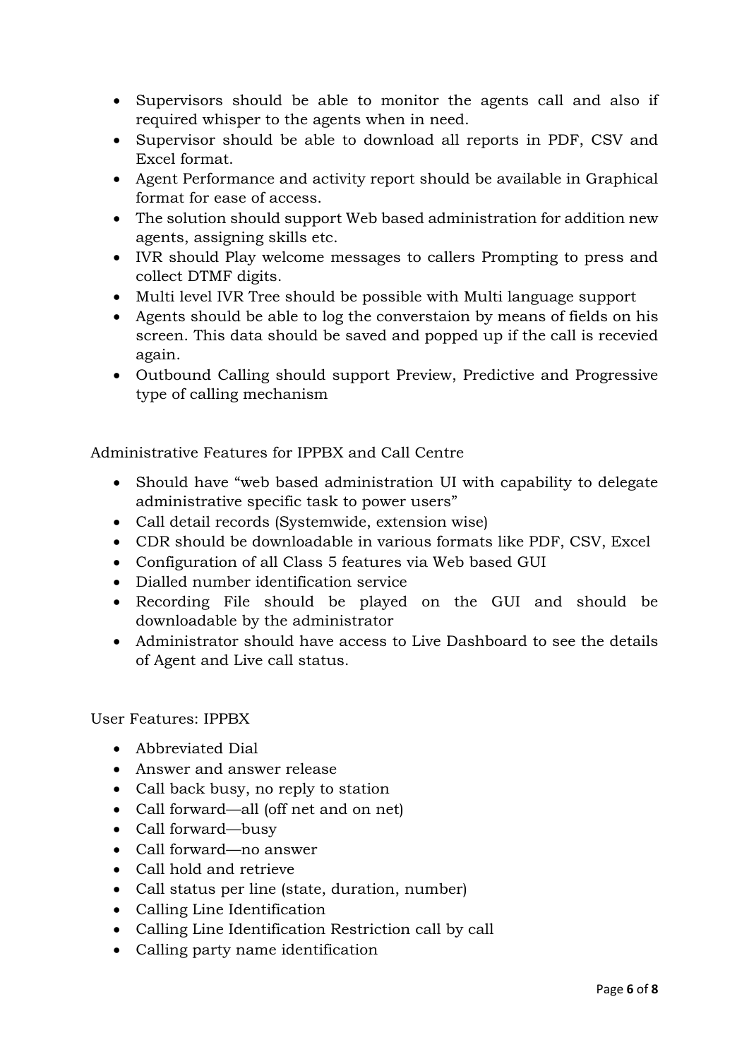- Supervisors should be able to monitor the agents call and also if required whisper to the agents when in need.
- Supervisor should be able to download all reports in PDF, CSV and Excel format.
- Agent Performance and activity report should be available in Graphical format for ease of access.
- The solution should support Web based administration for addition new agents, assigning skills etc.
- IVR should Play welcome messages to callers Prompting to press and collect DTMF digits.
- Multi level IVR Tree should be possible with Multi language support
- Agents should be able to log the converstaion by means of fields on his screen. This data should be saved and popped up if the call is recevied again.
- Outbound Calling should support Preview, Predictive and Progressive type of calling mechanism

Administrative Features for IPPBX and Call Centre

- Should have "web based administration UI with capability to delegate administrative specific task to power users"
- Call detail records (Systemwide, extension wise)
- CDR should be downloadable in various formats like PDF, CSV, Excel
- Configuration of all Class 5 features via Web based GUI
- Dialled number identification service
- Recording File should be played on the GUI and should be downloadable by the administrator
- Administrator should have access to Live Dashboard to see the details of Agent and Live call status.

User Features: IPPBX

- Abbreviated Dial
- Answer and answer release
- Call back busy, no reply to station
- Call forward—all (off net and on net)
- Call forward—busy
- Call forward—no answer
- Call hold and retrieve
- Call status per line (state, duration, number)
- Calling Line Identification
- Calling Line Identification Restriction call by call
- Calling party name identification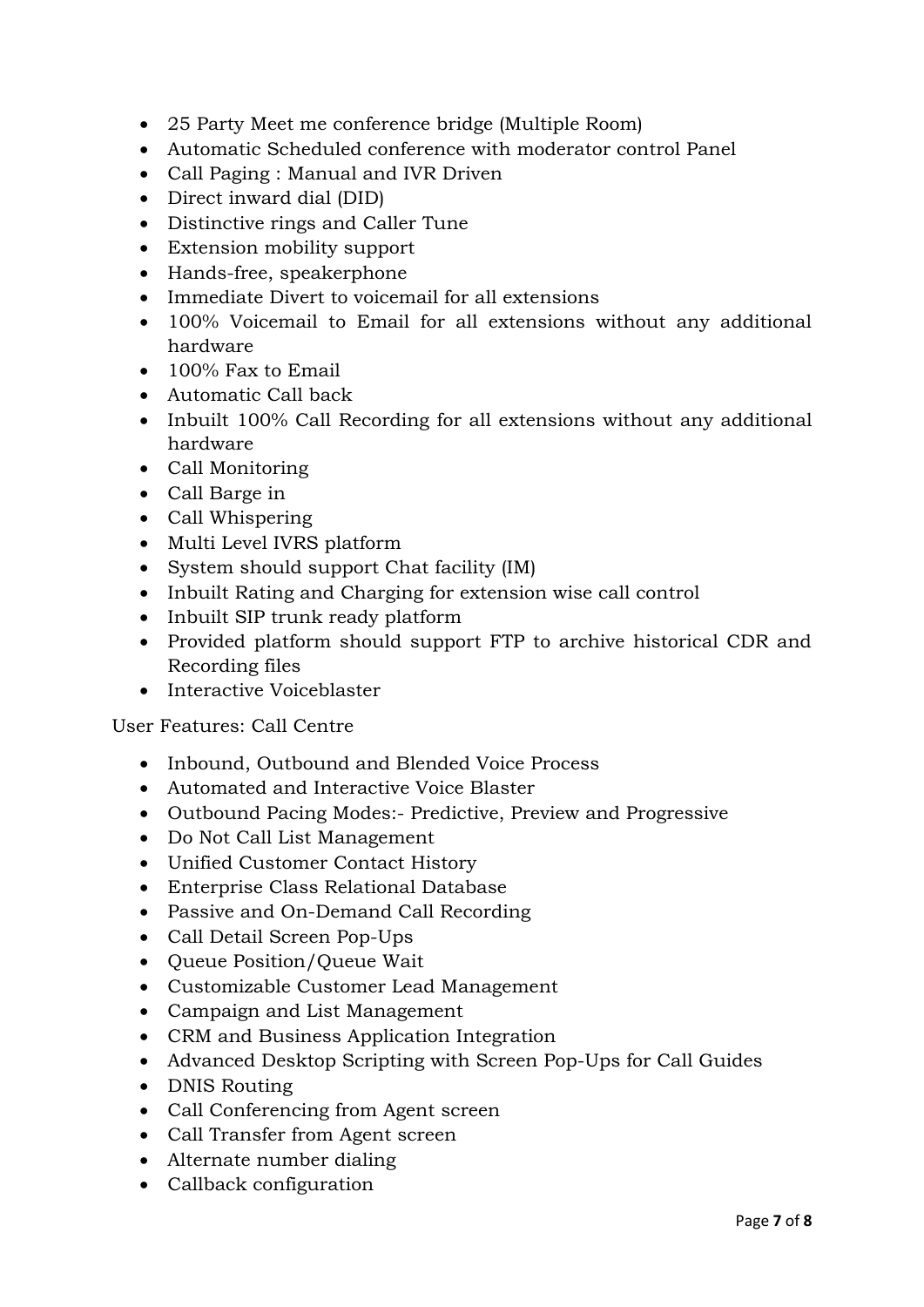- 25 Party Meet me conference bridge (Multiple Room)
- Automatic Scheduled conference with moderator control Panel
- Call Paging : Manual and IVR Driven
- Direct inward dial (DID)
- Distinctive rings and Caller Tune
- Extension mobility support
- Hands-free, speakerphone
- Immediate Divert to voicemail for all extensions
- 100% Voicemail to Email for all extensions without any additional hardware
- 100% Fax to Email
- Automatic Call back
- Inbuilt 100% Call Recording for all extensions without any additional hardware
- Call Monitoring
- Call Barge in
- Call Whispering
- Multi Level IVRS platform
- System should support Chat facility (IM)
- Inbuilt Rating and Charging for extension wise call control
- Inbuilt SIP trunk ready platform
- Provided platform should support FTP to archive historical CDR and Recording files
- Interactive Voiceblaster

User Features: Call Centre

- Inbound, Outbound and Blended Voice Process
- Automated and Interactive Voice Blaster
- Outbound Pacing Modes:- Predictive, Preview and Progressive
- Do Not Call List Management
- Unified Customer Contact History
- Enterprise Class Relational Database
- Passive and On-Demand Call Recording
- Call Detail Screen Pop-Ups
- Queue Position/Queue Wait
- Customizable Customer Lead Management
- Campaign and List Management
- CRM and Business Application Integration
- Advanced Desktop Scripting with Screen Pop-Ups for Call Guides
- DNIS Routing
- Call Conferencing from Agent screen
- Call Transfer from Agent screen
- Alternate number dialing
- Callback configuration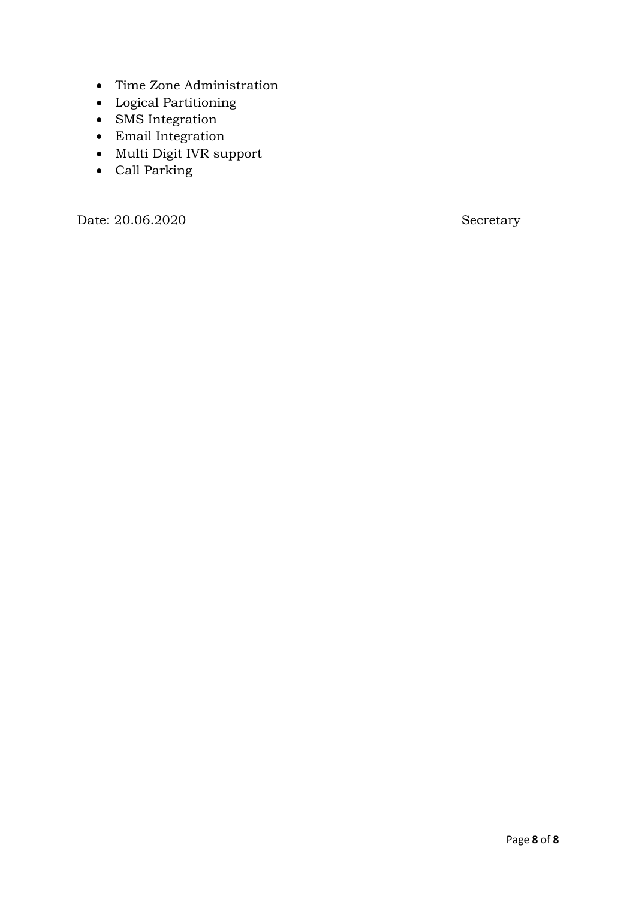- Time Zone Administration
- Logical Partitioning
- SMS Integration
- Email Integration
- Multi Digit IVR support
- Call Parking

Date: 20.06.2020 Secretary